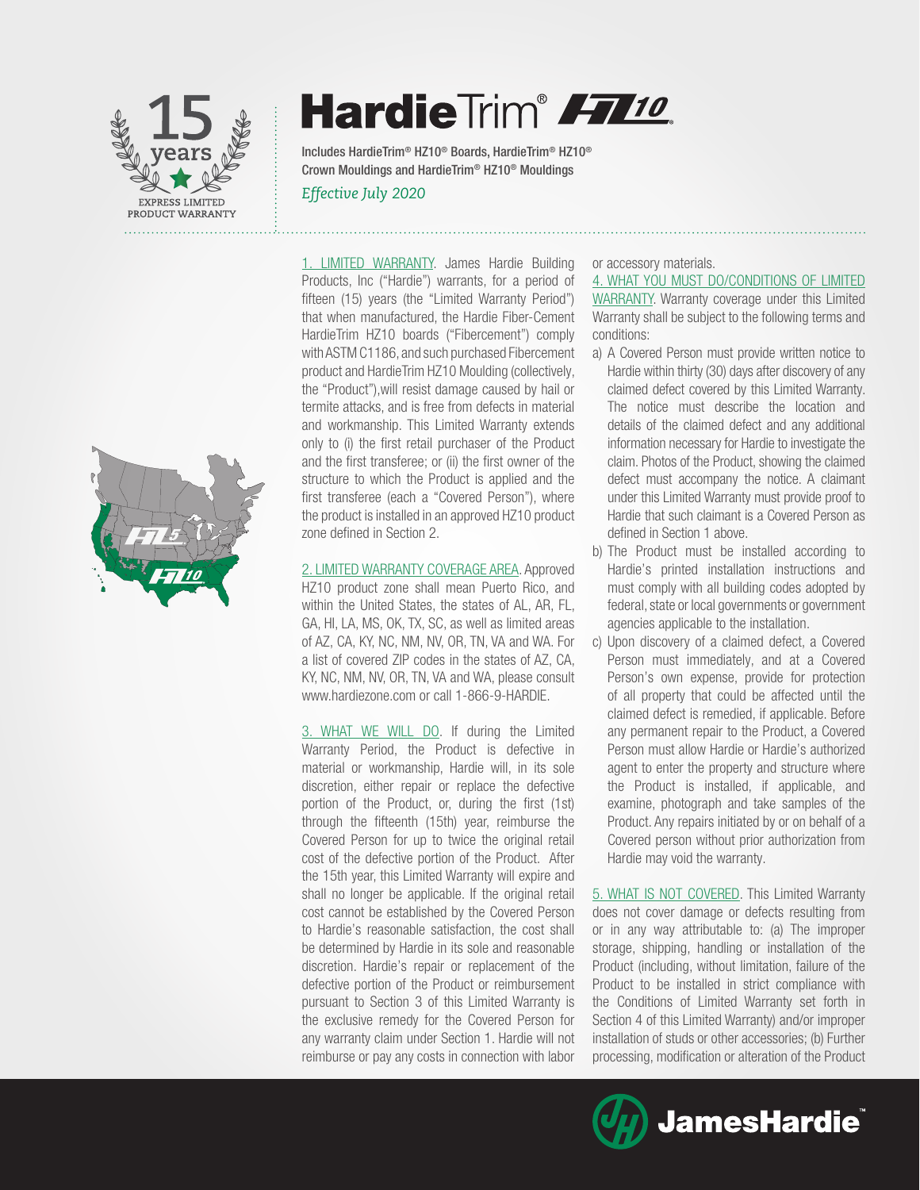15 years

EXPRESS LIMITED PRODUCT WARRANTY

# HardieTrim® HZ10

Includes HardieTrim® HZ10® Boards, HardieTrim® HZ10® Crown Mouldings and HardieTrim® HZ10® Mouldings

*Effective July 2020*

1. LIMITED WARRANTY. James Hardie Building Products, Inc ("Hardie") warrants, for a period of fifteen (15) years (the "Limited Warranty Period") that when manufactured, the Hardie Fiber-Cement HardieTrim HZ10 boards ("Fibercement") comply with ASTM C1186, and such purchased Fibercement product and HardieTrim HZ10 Moulding (collectively, the "Product"),will resist damage caused by hail or termite attacks, and is free from defects in material and workmanship. This Limited Warranty extends only to (i) the first retail purchaser of the Product and the first transferee; or (ii) the first owner of the structure to which the Product is applied and the first transferee (each a "Covered Person"), where the product is installed in an approved HZ10 product zone defined in Section 2.

2. LIMITED WARRANTY COVERAGE AREA. Approved HZ10 product zone shall mean Puerto Rico, and within the United States, the states of AL, AR, FL, GA, HI, LA, MS, OK, TX, SC, as well as limited areas of AZ, CA, KY, NC, NM, NV, OR, TN, VA and WA. For a list of covered ZIP codes in the states of AZ, CA, KY, NC, NM, NV, OR, TN, VA and WA, please consult www.hardiezone.com or call 1-866-9-HARDIE.

3. WHAT WE WILL DO. If during the Limited Warranty Period, the Product is defective in material or workmanship, Hardie will, in its sole discretion, either repair or replace the defective portion of the Product, or, during the first (1st) through the fifteenth (15th) year, reimburse the Covered Person for up to twice the original retail cost of the defective portion of the Product. After the 15th year, this Limited Warranty will expire and shall no longer be applicable. If the original retail cost cannot be established by the Covered Person to Hardie's reasonable satisfaction, the cost shall be determined by Hardie in its sole and reasonable discretion. Hardie's repair or replacement of the defective portion of the Product or reimbursement pursuant to Section 3 of this Limited Warranty is the exclusive remedy for the Covered Person for any warranty claim under Section 1. Hardie will not reimburse or pay any costs in connection with labor or accessory materials.

4. WHAT YOU MUST DO/CONDITIONS OF LIMITED WARRANTY. Warranty coverage under this Limited Warranty shall be subject to the following terms and conditions:

a) A Covered Person must provide written notice to Hardie within thirty (30) days after discovery of any claimed defect covered by this Limited Warranty. The notice must describe the location and details of the claimed defect and any additional information necessary for Hardie to investigate the claim. Photos of the Product, showing the claimed defect must accompany the notice. A claimant under this Limited Warranty must provide proof to Hardie that such claimant is a Covered Person as defined in Section 1 above.

b) The Product must be installed according to Hardie's printed installation instructions and must comply with all building codes adopted by federal, state or local governments or government agencies applicable to the installation.

c) Upon discovery of a claimed defect, a Covered Person must immediately, and at a Covered Person's own expense, provide for protection of all property that could be affected until the claimed defect is remedied, if applicable. Before any permanent repair to the Product, a Covered Person must allow Hardie or Hardie's authorized agent to enter the property and structure where the Product is installed, if applicable, and examine, photograph and take samples of the Product. Any repairs initiated by or on behalf of a Covered person without prior authorization from Hardie may void the warranty.

5. WHAT IS NOT COVERED. This Limited Warranty does not cover damage or defects resulting from or in any way attributable to: (a) The improper storage, shipping, handling or installation of the Product (including, without limitation, failure of the Product to be installed in strict compliance with the Conditions of Limited Warranty set forth in Section 4 of this Limited Warranty) and/or improper installation of studs or other accessories; (b) Further processing, modification or alteration of the Product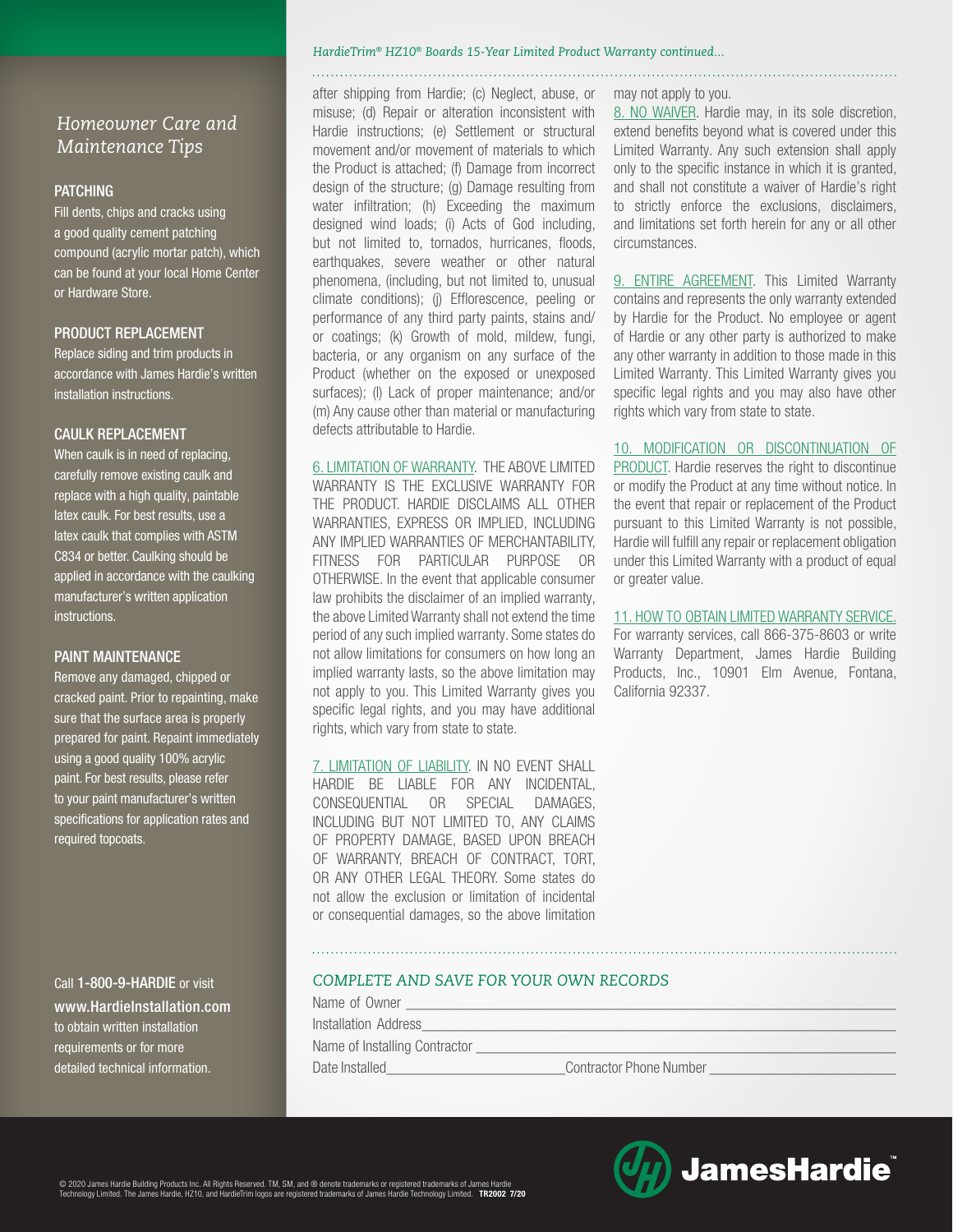## Homeowner Care and Maintenance Tips

### PATCHING

Fill dents, chips and cracks using a good quality cement patching compound (acrylic mortar patch), which can be found at your local Home Center or Hardware Store.

### PRODUCT REPLACEMENT

Replace siding and trim products in accordance with James Hardie's written installation instructions.

### CAULK REPLACEMENT

When caulk is in need of replacing, carefully remove existing caulk and replace with a high quality, paintable latex caulk. For best results, use a latex caulk that complies with ASTM C834 or better. Caulking should be applied in accordance with the caulking manufacturer's written application instructions.

### PAINT MAINTENANCE

Remove any damaged, chipped or cracked paint. Prior to repainting, make sure that the surface area is properly prepared for paint. Repaint immediately using a good quality 100% acrylic paint. For best results, please refer to your paint manufacturer's written specifications for application rates and required topcoats.

Call **1-800-9-HARDIE** or visit **www.HardieInstallation.com** to obtain written installation requirements or for more detailed technical information.

*HardieTrim® HZ10® Boards 15-Year Limited Product Warranty continued...*

after shipping from Hardie; (c) Neglect, abuse, or misuse; (d) Repair or alteration inconsistent with Hardie instructions; (e) Settlement or structural movement and/or movement of materials to which the Product is attached; (f) Damage from incorrect design of the structure; (g) Damage resulting from water infiltration; (h) Exceeding the maximum designed wind loads; (i) Acts of God including, but not limited to, tornados, hurricanes, floods, earthquakes, severe weather or other natural phenomena, (including, but not limited to, unusual climate conditions); (j) Efflorescence, peeling or performance of any third party paints, stains and/or coatings; (k) Growth of mold, mildew, fungi, bacteria, or any organism on any surface of the Product (whether on the exposed or unexposed surfaces); (l) Lack of proper maintenance; and/or (m) Any cause other than material or manufacturing defects attributable to Hardie.

6. LIMITATION OF WARRANTY. THE ABOVE LIMITED WARRANTY IS THE EXCLUSIVE WARRANTY FOR THE PRODUCT. HARDIE DISCLAIMS ALL OTHER WARRANTIES, EXPRESS OR IMPLIED, INCLUDING ANY IMPLIED WARRANTIES OF MERCHANTABILITY, FITNESS FOR PARTICULAR PURPOSE OR OTHERWISE. In the event that applicable consumer law prohibits the disclaimer of an implied warranty, the above Limited Warranty shall not extend the time period of any such implied warranty. Some states do not allow limitations for consumers on how long an implied warranty lasts, so the above limitation may not apply to you. This Limited Warranty gives you specific legal rights, and you may have additional rights, which vary from state to state.

7. LIMITATION OF LIABILITY. IN NO EVENT SHALL HARDIE BE LIABLE FOR ANY INCIDENTAL, CONSEQUENTIAL OR SPECIAL DAMAGES, INCLUDING BUT NOT LIMITED TO, ANY CLAIMS OF PROPERTY DAMAGE, BASED UPON BREACH OF WARRANTY, BREACH OF CONTRACT, TORT, OR ANY OTHER LEGAL THEORY. Some states do not allow the exclusion or limitation of incidental or consequential damages, so the above limitation may not apply to you.

8. NO WAIVER. Hardie may, in its sole discretion, extend benefits beyond what is covered under this Limited Warranty. Any such extension shall apply only to the specific instance in which it is granted, and shall not constitute a waiver of Hardie's right to strictly enforce the exclusions, disclaimers, and limitations set forth herein for any or all other circumstances.

9. ENTIRE AGREEMENT. This Limited Warranty contains and represents the only warranty extended by Hardie for the Product. No employee or agent of Hardie or any other party is authorized to make any other warranty in addition to those made in this Limited Warranty. This Limited Warranty gives you specific legal rights and you may also have other rights which vary from state to state.

10. MODIFICATION OR DISCONTINUATION OF PRODUCT. Hardie reserves the right to discontinue or modify the Product at any time without notice. In the event that repair or replacement of the Product pursuant to this Limited Warranty is not possible, Hardie will fulfill any repair or replacement obligation under this Limited Warranty with a product of equal or greater value.

11. HOW TO OBTAIN LIMITED WARRANTY SERVICE. For warranty services, call 866-375-8603 or write Warranty Department, James Hardie Building Products, Inc., 10901 Elm Avenue, Fontana, California 92337.

### *COMPLETE AND SAVE FOR YOUR OWN RECORDS*

Name of Owner ____________________

Installation Address ____________________

Name of Installing Contractor ____________________

Date Installed ____________________ Contractor Phone Number ____________________

JamesHardie™

© 2020 James Hardie Building Products Inc. All Rights Reserved. TM, SM, and ® denote trademarks or registered trademarks of James Hardie Technology Limited. The James Hardie, HZ10, and HardieTrim logos are registered trademarks of James Hardie Technology Limited. **TR2002 7/20**